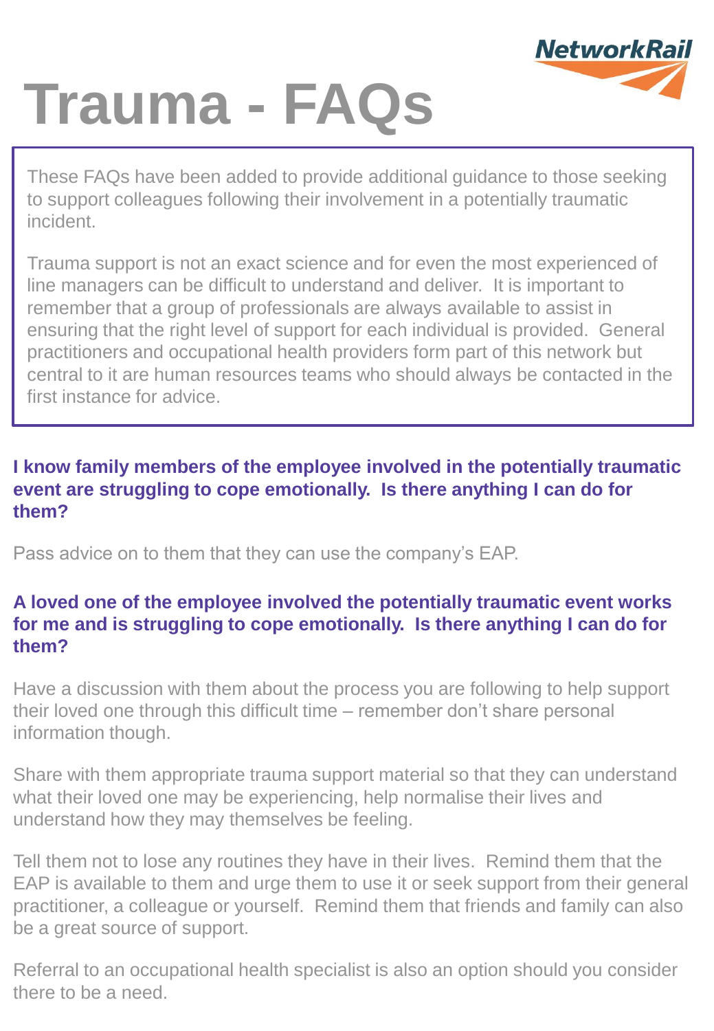# Trauma - FAQs

These FAQs have been added to provide additional guidance to those seeking to support colleagues following their involvement in a potentially traumatic incident.

Trauma support is not an exact science and for even the most experienced of line managers can be difficult to understand and deliver. It is important to remember that a group of professionals are always available to assist in ensuring that the right level of support for each individual is provided. General practitioners and occupational health providers form part of this network but central to it are human resources teams who should always be contacted in the first instance for advice.

### I know family members of the employee involved in the potentially traumatic event are struggling to cope emotionally. Is there anything I can do for them?

Pass advice on to them that they can use the company's EAP.

### A loved one of the employee involved the potentially traumatic event works for me and is struggling to cope emotionally. Is there anything I can do for them?

Have a discussion with them about the process you are following to help support their loved one through this difficult time – remember don't share personal information though.

Share with them appropriate trauma support material so that they can understand what their loved one may be experiencing, help normalise their lives and understand how they may themselves be feeling.

Tell them not to lose any routines they have in their lives. Remind them that the EAP is available to them and urge them to use it or seek support from their general practitioner, a colleague or yourself. Remind them that friends and family can also be a great source of support.

Referral to an occupational health specialist is also an option should you consider there to be a need.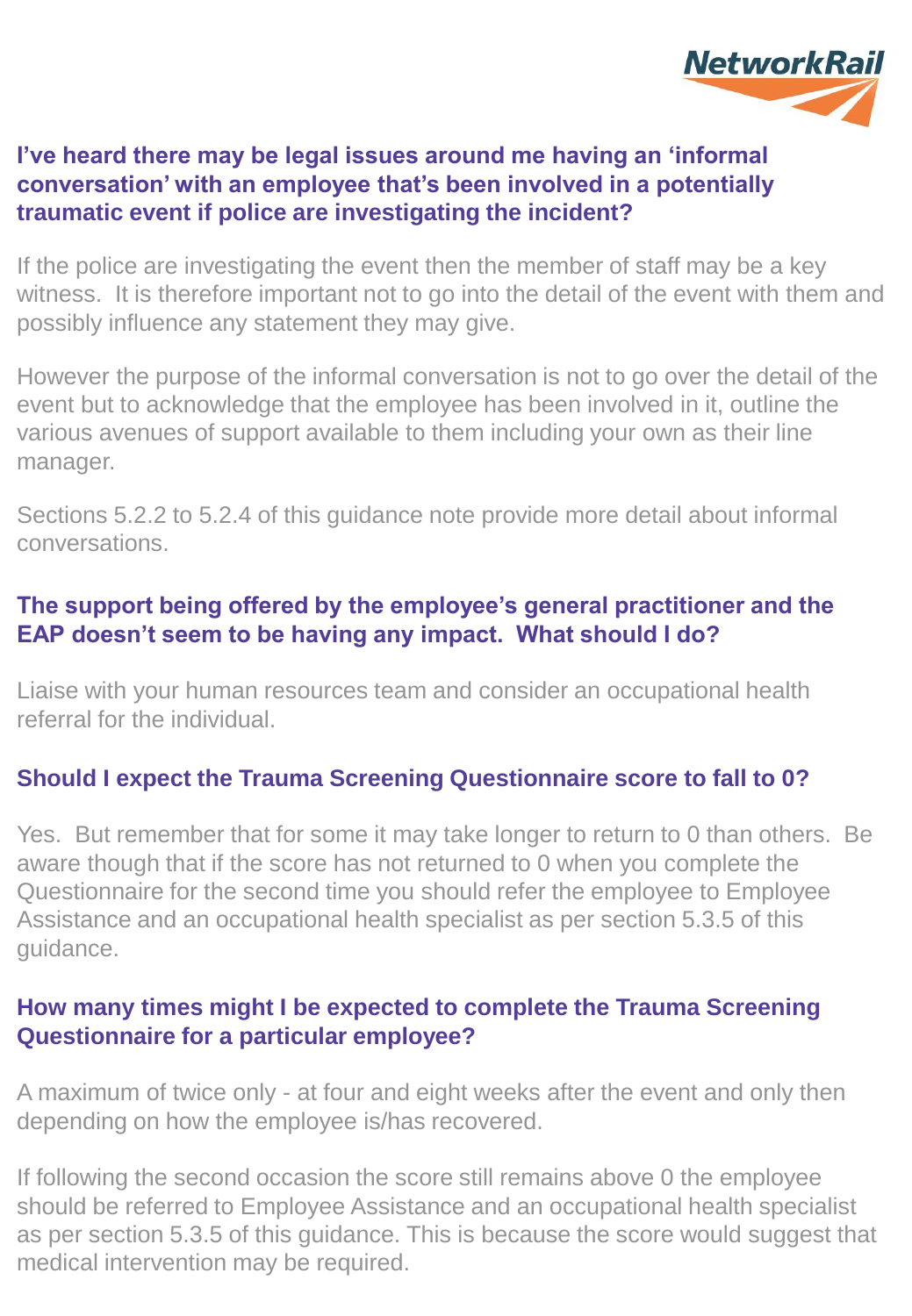**I've heard there may be legal issues around me having an 'informal conversation' with an employee that's been involved in a potentially traumatic event if police are investigating the incident?**

If the police are investigating the event then the member of staff may be a key witness. It is therefore important not to go into the detail of the event with them and possibly influence any statement they may give.

However the purpose of the informal conversation is not to go over the detail of the event but to acknowledge that the employee has been involved in it, outline the various avenues of support available to them including your own as their line manager.

Sections 5.2.2 to 5.2.4 of this guidance note provide more detail about informal conversations.

**The support being offered by the employee's general practitioner and the EAP doesn't seem to be having any impact. What should I do?**

Liaise with your human resources team and consider an occupational health referral for the individual.

**Should I expect the Trauma Screening Questionnaire score to fall to 0?**

Yes. But remember that for some it may take longer to return to 0 than others. Be aware though that if the score has not returned to 0 when you complete the Questionnaire for the second time you should refer the employee to Employee Assistance and an occupational health specialist as per section 5.3.5 of this guidance.

**How many times might I be expected to complete the Trauma Screening Questionnaire for a particular employee?**

A maximum of twice only - at four and eight weeks after the event and only then depending on how the employee is/has recovered.

If following the second occasion the score still remains above 0 the employee should be referred to Employee Assistance and an occupational health specialist as per section 5.3.5 of this guidance. This is because the score would suggest that medical intervention may be required.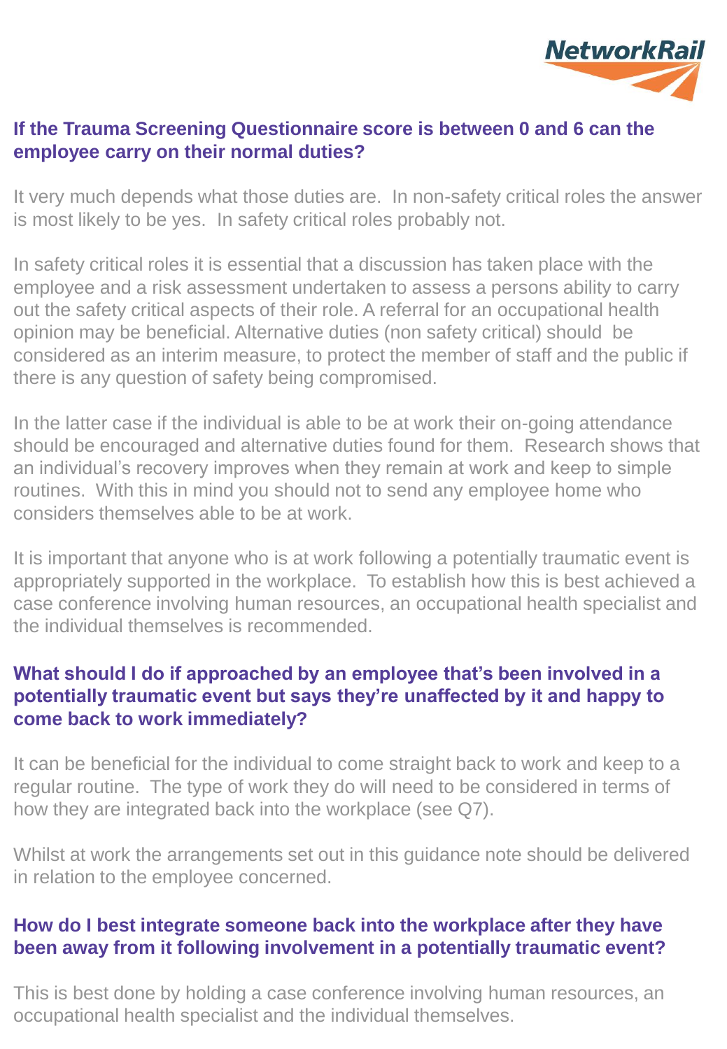### If the Trauma Screening Questionnaire score is between 0 and 6 can the employee carry on their normal duties?

It very much depends what those duties are. In non-safety critical roles the answer is most likely to be yes. In safety critical roles probably not.

In safety critical roles it is essential that a discussion has taken place with the employee and a risk assessment undertaken to assess a persons ability to carry out the safety critical aspects of their role. A referral for an occupational health opinion may be beneficial. Alternative duties (non safety critical) should be considered as an interim measure, to protect the member of staff and the public if there is any question of safety being compromised.

In the latter case if the individual is able to be at work their on-going attendance should be encouraged and alternative duties found for them. Research shows that an individual's recovery improves when they remain at work and keep to simple routines. With this in mind you should not to send any employee home who considers themselves able to be at work.

It is important that anyone who is at work following a potentially traumatic event is appropriately supported in the workplace. To establish how this is best achieved a case conference involving human resources, an occupational health specialist and the individual themselves is recommended.

### What should I do if approached by an employee that's been involved in a potentially traumatic event but says they're unaffected by it and happy to come back to work immediately?

It can be beneficial for the individual to come straight back to work and keep to a regular routine. The type of work they do will need to be considered in terms of how they are integrated back into the workplace (see Q7).

Whilst at work the arrangements set out in this guidance note should be delivered in relation to the employee concerned.

### How do I best integrate someone back into the workplace after they have been away from it following involvement in a potentially traumatic event?

This is best done by holding a case conference involving human resources, an occupational health specialist and the individual themselves.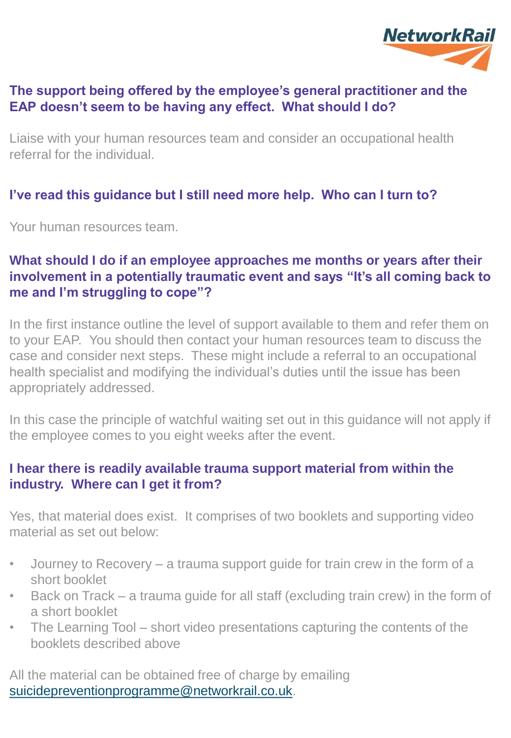**The support being offered by the employee's general practitioner and the EAP doesn't seem to be having any effect. What should I do?**

Liaise with your human resources team and consider an occupational health referral for the individual.

**I've read this guidance but I still need more help. Who can I turn to?**

Your human resources team.

**What should I do if an employee approaches me months or years after their involvement in a potentially traumatic event and says "It's all coming back to me and I'm struggling to cope"?**

In the first instance outline the level of support available to them and refer them on to your EAP. You should then contact your human resources team to discuss the case and consider next steps. These might include a referral to an occupational health specialist and modifying the individual's duties until the issue has been appropriately addressed.

In this case the principle of watchful waiting set out in this guidance will not apply if the employee comes to you eight weeks after the event.

**I hear there is readily available trauma support material from within the industry. Where can I get it from?**

Yes, that material does exist. It comprises of two booklets and supporting video material as set out below:

- Journey to Recovery – a trauma support guide for train crew in the form of a short booklet
- Back on Track – a trauma guide for all staff (excluding train crew) in the form of a short booklet
- The Learning Tool – short video presentations capturing the contents of the booklets described above

All the material can be obtained free of charge by emailing suicidepreventionprogramme@networkrail.co.uk.